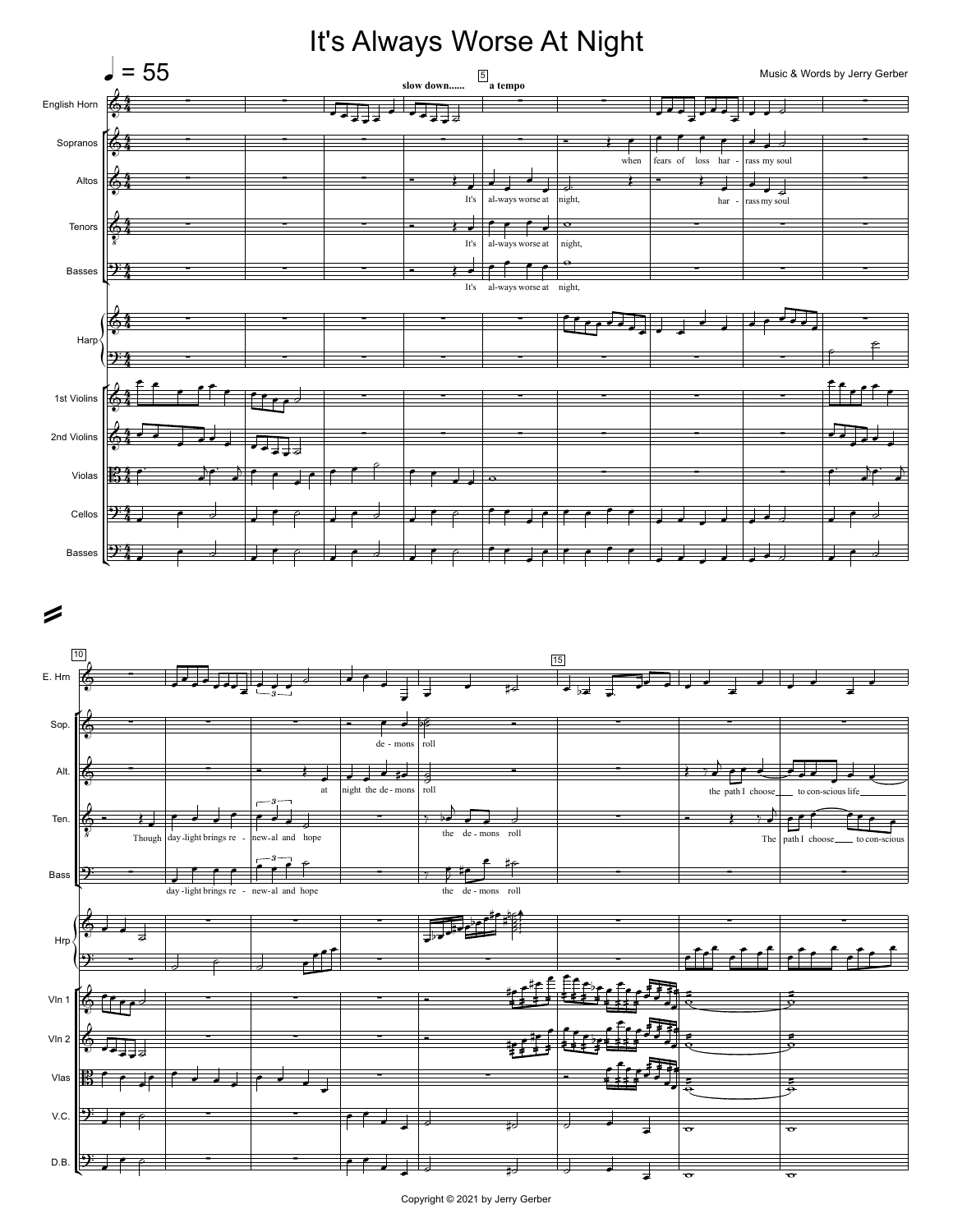# It's Always Worse At Night

Music & Words by Jerry Gerber

Copyright © 2021 by Jerry Gerber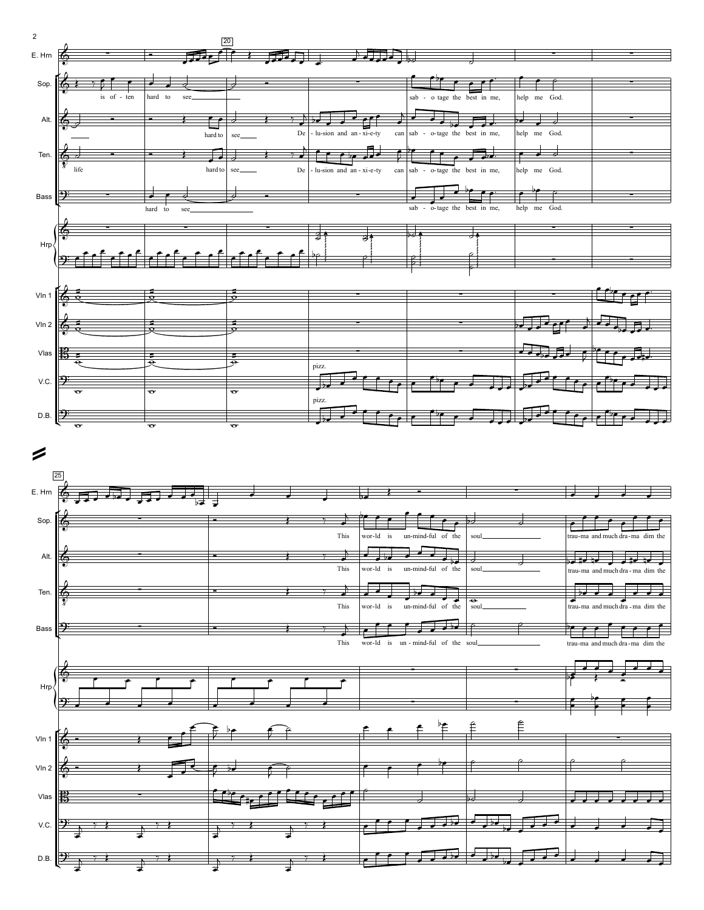E. Hrn

Sop.: is of - ten hard to see sab - o-tage the best in me, help me God.

Alt.: hard to see De - lu-sion and an - xi-e-ty can sab - o-tage the best in me, help me God.

Ten.: life hard to see De - lu-sion and an - xi-e-ty can sab - o-tage the best in me, help me God.

Bass: hard to see sab - o-tage the best in me, help me God.

Hrp

Vln 1

Vln 2

Vlas

V.C.: pizz.

D.B.: pizz.

E. Hrn

Sop.: This wor-ld is un-mind-ful of the soul trau-ma and much dra-ma dim the

Alt.: This wor-ld is un-mind-ful of the soul trau-ma and much dra - ma dim the

Ten.: This wor-ld is un-mind-ful of the soul trau-ma and much dra - ma dim the

Bass: This wor-ld is un - mind-ful of the soul trau-ma and much dra-ma dim the

Hrp

Vln 1

Vln 2

Vlas

V.C.

D.B.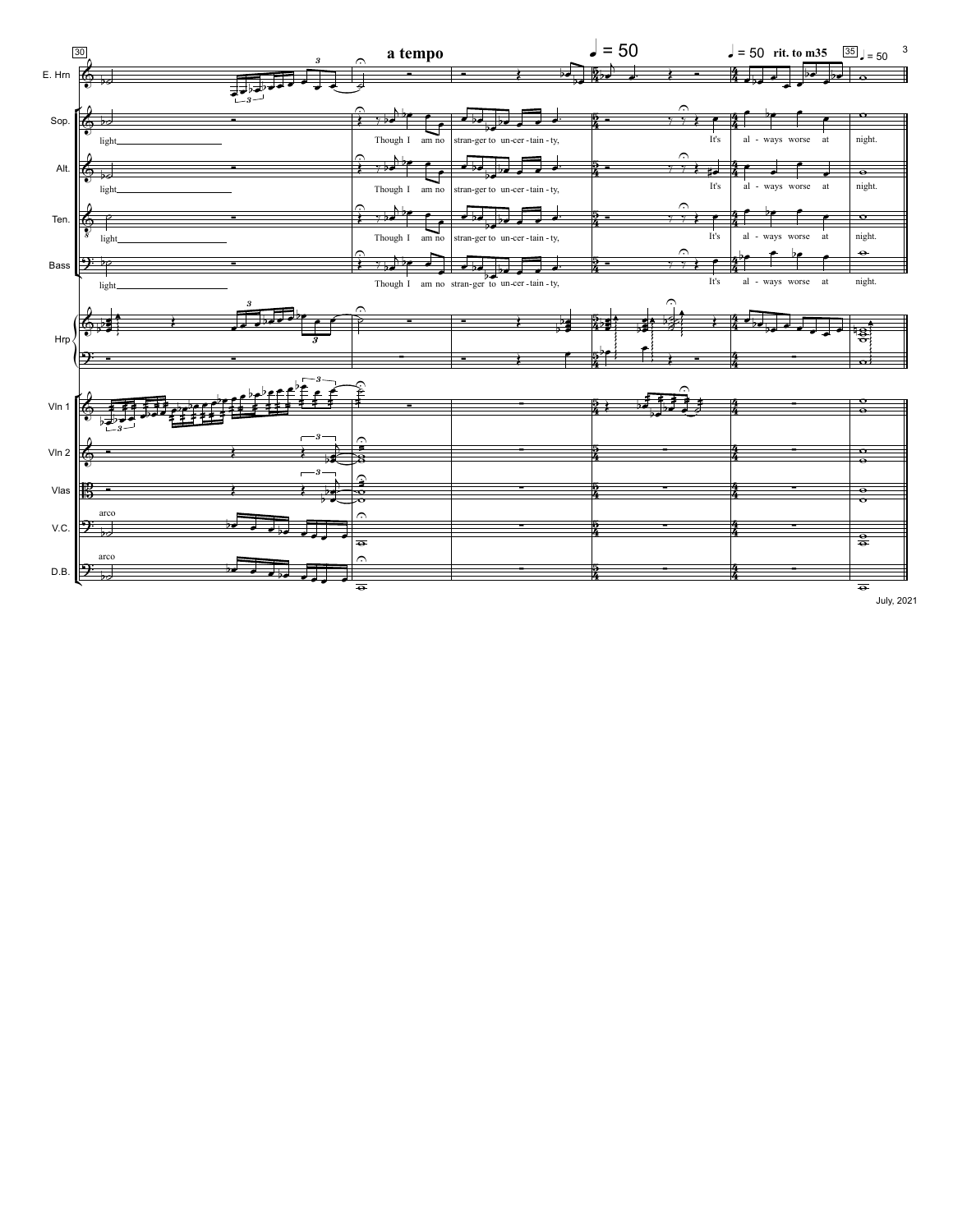30

a tempo

♩ = 50

♩ = 50 rit. to m35

35 ♩ = 50

E. Hrn

Sop.

light

Though I am no stran-ger to un-cer-tain-ty,

It's al - ways worse at night.

Alt.

light

Though I am no stran-ger to un-cer-tain-ty,

It's al - ways worse at night.

Ten.

light

Though I am no stran-ger to un-cer-tain-ty,

It's al - ways worse at night.

Bass

light

Though I am no stran-ger to un-cer-tain-ty,

It's al - ways worse at night.

Hrp

Vln 1

Vln 2

Vlas

V.C.

arco

D.B.

arco

July, 2021